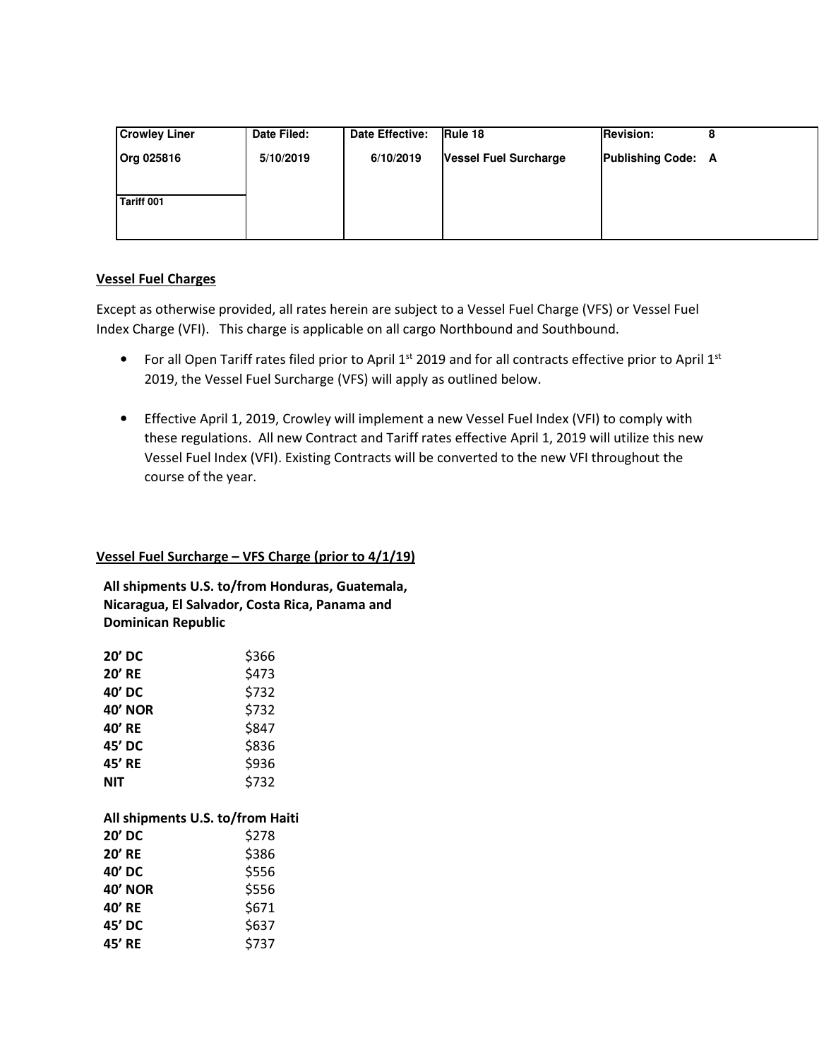| Crowley Liner | Date Filed: | Date Effective: | Rule 18 | Revision: 8 |
|---|---|---|---|---|
| Org 025816 | 5/10/2019 | 6/10/2019 | Vessel Fuel Surcharge | Publishing Code: A |
| Tariff 001 | | | | |

**Vessel Fuel Charges**

Except as otherwise provided, all rates herein are subject to a Vessel Fuel Charge (VFS) or Vessel Fuel Index Charge (VFI). This charge is applicable on all cargo Northbound and Southbound.

- For all Open Tariff rates filed prior to April 1st 2019 and for all contracts effective prior to April 1st 2019, the Vessel Fuel Surcharge (VFS) will apply as outlined below.

- Effective April 1, 2019, Crowley will implement a new Vessel Fuel Index (VFI) to comply with these regulations. All new Contract and Tariff rates effective April 1, 2019 will utilize this new Vessel Fuel Index (VFI). Existing Contracts will be converted to the new VFI throughout the course of the year.

**Vessel Fuel Surcharge – VFS Charge (prior to 4/1/19)**

**All shipments U.S. to/from Honduras, Guatemala, Nicaragua, El Salvador, Costa Rica, Panama and Dominican Republic**

| | |
|---|---|
| **20' DC** | $366 |
| **20' RE** | $473 |
| **40' DC** | $732 |
| **40' NOR** | $732 |
| **40' RE** | $847 |
| **45' DC** | $836 |
| **45' RE** | $936 |
| **NIT** | $732 |

**All shipments U.S. to/from Haiti**

| | |
|---|---|
| **20' DC** | $278 |
| **20' RE** | $386 |
| **40' DC** | $556 |
| **40' NOR** | $556 |
| **40' RE** | $671 |
| **45' DC** | $637 |
| **45' RE** | $737 |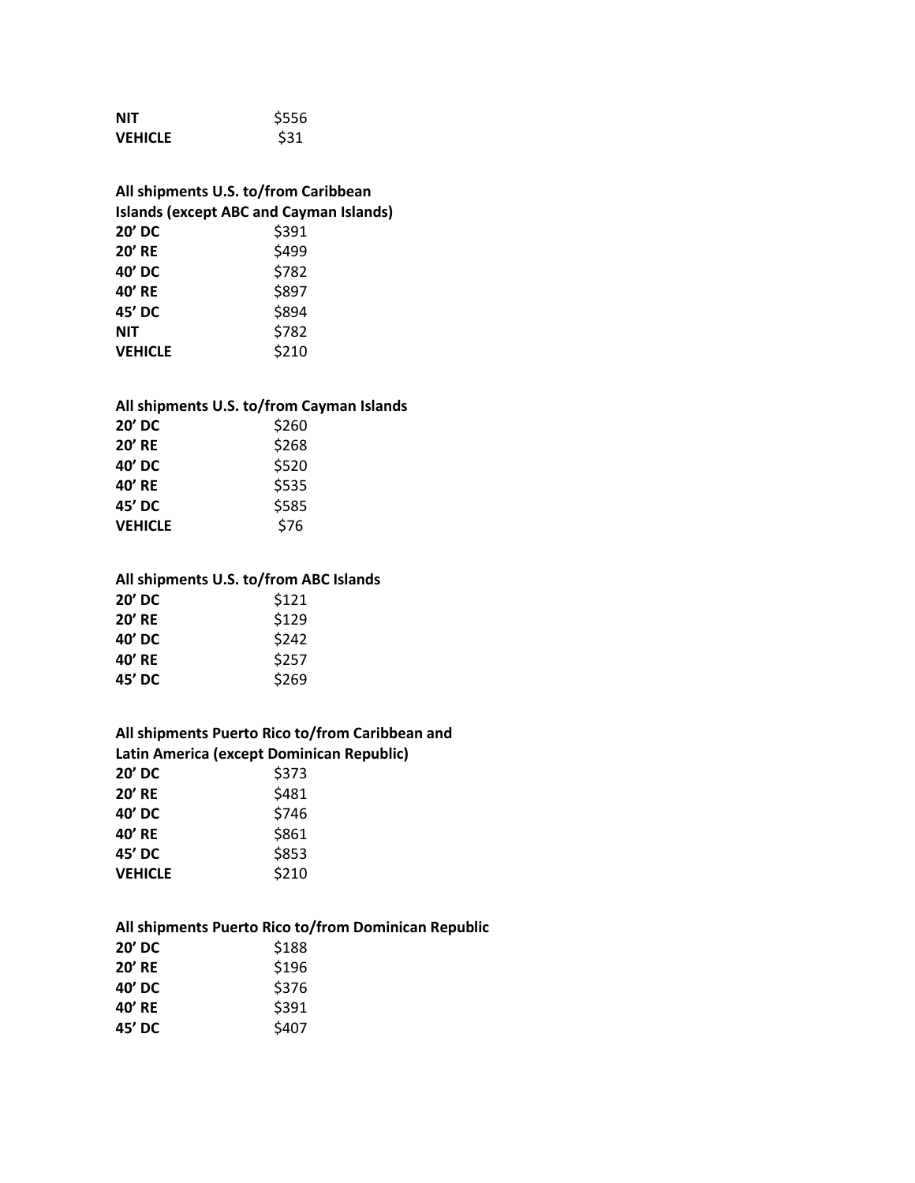| | |
|---|---|
| **NIT** | $556 |
| **VEHICLE** | $31 |

**All shipments U.S. to/from Caribbean Islands (except ABC and Cayman Islands)**

| | |
|---|---|
| **20' DC** | $391 |
| **20' RE** | $499 |
| **40' DC** | $782 |
| **40' RE** | $897 |
| **45' DC** | $894 |
| **NIT** | $782 |
| **VEHICLE** | $210 |

**All shipments U.S. to/from Cayman Islands**

| | |
|---|---|
| **20' DC** | $260 |
| **20' RE** | $268 |
| **40' DC** | $520 |
| **40' RE** | $535 |
| **45' DC** | $585 |
| **VEHICLE** | $76 |

**All shipments U.S. to/from ABC Islands**

| | |
|---|---|
| **20' DC** | $121 |
| **20' RE** | $129 |
| **40' DC** | $242 |
| **40' RE** | $257 |
| **45' DC** | $269 |

**All shipments Puerto Rico to/from Caribbean and Latin America (except Dominican Republic)**

| | |
|---|---|
| **20' DC** | $373 |
| **20' RE** | $481 |
| **40' DC** | $746 |
| **40' RE** | $861 |
| **45' DC** | $853 |
| **VEHICLE** | $210 |

**All shipments Puerto Rico to/from Dominican Republic**

| | |
|---|---|
| **20' DC** | $188 |
| **20' RE** | $196 |
| **40' DC** | $376 |
| **40' RE** | $391 |
| **45' DC** | $407 |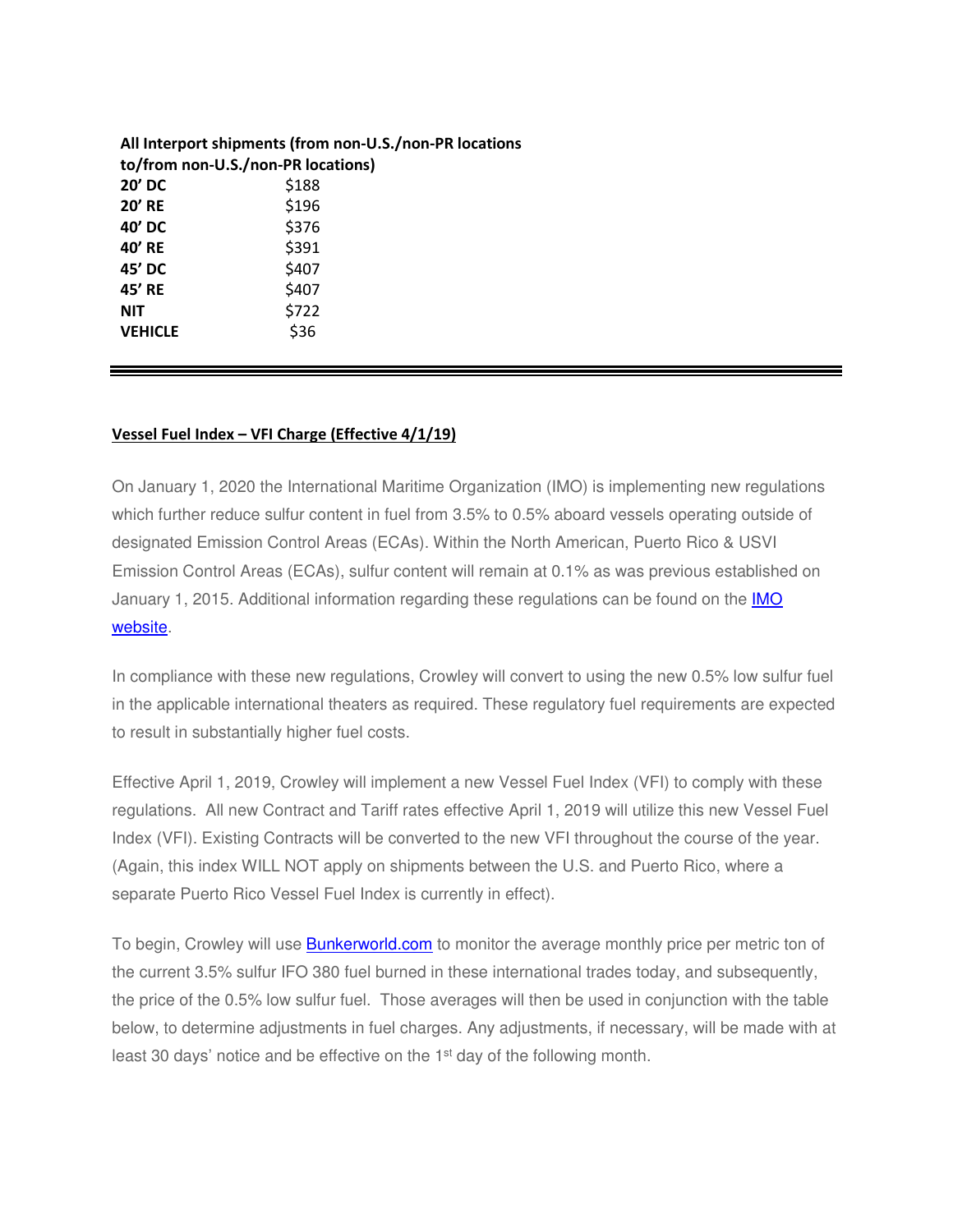**All Interport shipments (from non-U.S./non-PR locations to/from non-U.S./non-PR locations)**

| | |
|---|---|
| **20' DC** | $188 |
| **20' RE** | $196 |
| **40' DC** | $376 |
| **40' RE** | $391 |
| **45' DC** | $407 |
| **45' RE** | $407 |
| **NIT** | $722 |
| **VEHICLE** | $36 |

---

**Vessel Fuel Index – VFI Charge (Effective 4/1/19)**

On January 1, 2020 the International Maritime Organization (IMO) is implementing new regulations which further reduce sulfur content in fuel from 3.5% to 0.5% aboard vessels operating outside of designated Emission Control Areas (ECAs). Within the North American, Puerto Rico & USVI Emission Control Areas (ECAs), sulfur content will remain at 0.1% as was previous established on January 1, 2015. Additional information regarding these regulations can be found on the IMO website.

In compliance with these new regulations, Crowley will convert to using the new 0.5% low sulfur fuel in the applicable international theaters as required. These regulatory fuel requirements are expected to result in substantially higher fuel costs.

Effective April 1, 2019, Crowley will implement a new Vessel Fuel Index (VFI) to comply with these regulations. All new Contract and Tariff rates effective April 1, 2019 will utilize this new Vessel Fuel Index (VFI). Existing Contracts will be converted to the new VFI throughout the course of the year. (Again, this index WILL NOT apply on shipments between the U.S. and Puerto Rico, where a separate Puerto Rico Vessel Fuel Index is currently in effect).

To begin, Crowley will use Bunkerworld.com to monitor the average monthly price per metric ton of the current 3.5% sulfur IFO 380 fuel burned in these international trades today, and subsequently, the price of the 0.5% low sulfur fuel. Those averages will then be used in conjunction with the table below, to determine adjustments in fuel charges. Any adjustments, if necessary, will be made with at least 30 days' notice and be effective on the 1st day of the following month.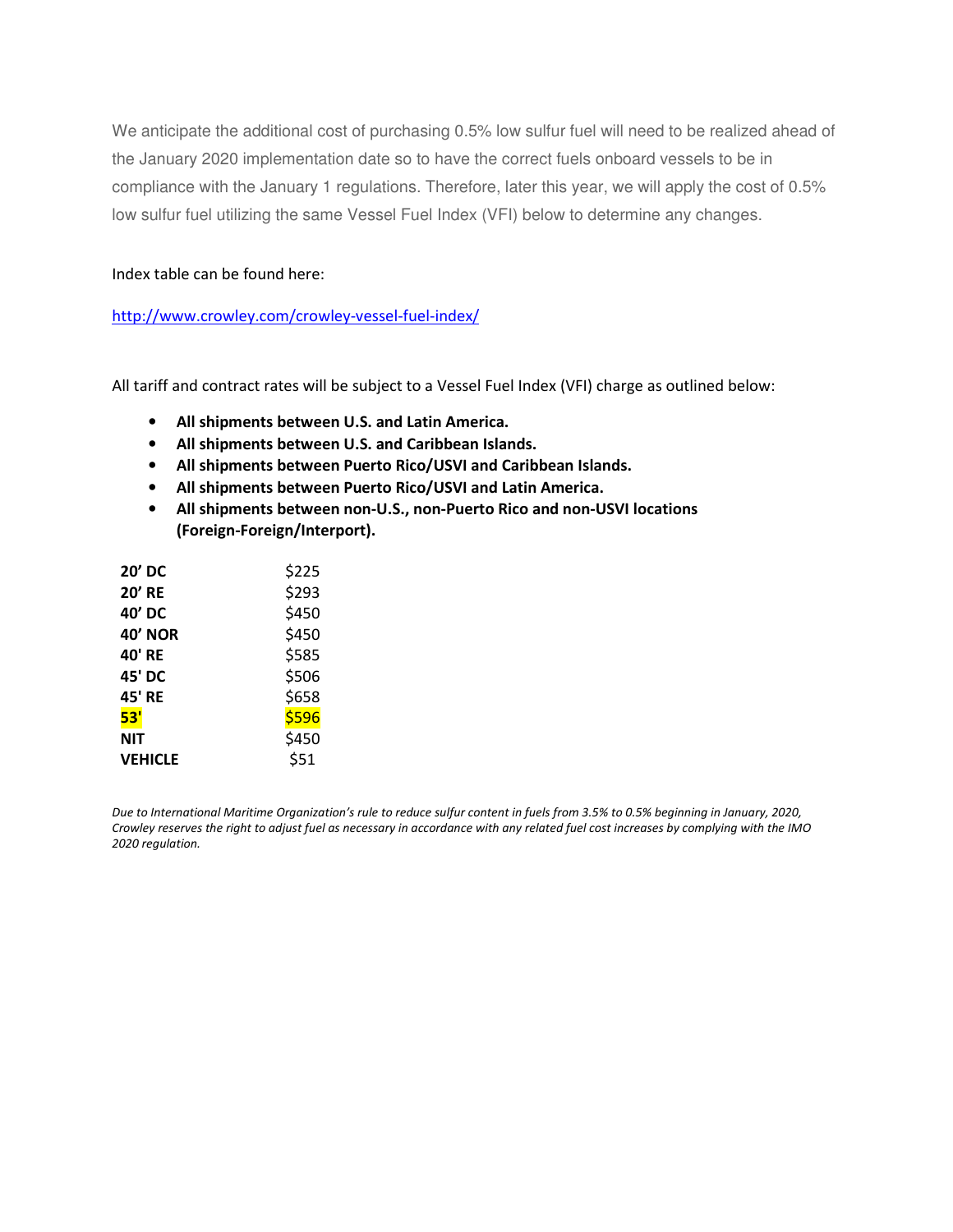We anticipate the additional cost of purchasing 0.5% low sulfur fuel will need to be realized ahead of the January 2020 implementation date so to have the correct fuels onboard vessels to be in compliance with the January 1 regulations. Therefore, later this year, we will apply the cost of 0.5% low sulfur fuel utilizing the same Vessel Fuel Index (VFI) below to determine any changes.

Index table can be found here:

[http://www.crowley.com/crowley-vessel-fuel-index/](http://www.crowley.com/crowley-vessel-fuel-index/)

All tariff and contract rates will be subject to a Vessel Fuel Index (VFI) charge as outlined below:

- **All shipments between U.S. and Latin America.**
- **All shipments between U.S. and Caribbean Islands.**
- **All shipments between Puerto Rico/USVI and Caribbean Islands.**
- **All shipments between Puerto Rico/USVI and Latin America.**
- **All shipments between non-U.S., non-Puerto Rico and non-USVI locations (Foreign-Foreign/Interport).**

| | |
|---|---|
| **20' DC** | $225 |
| **20' RE** | $293 |
| **40' DC** | $450 |
| **40' NOR** | $450 |
| **40' RE** | $585 |
| **45' DC** | $506 |
| **45' RE** | $658 |
| **53'** | $596 |
| **NIT** | $450 |
| **VEHICLE** | $51 |

*Due to International Maritime Organization's rule to reduce sulfur content in fuels from 3.5% to 0.5% beginning in January, 2020, Crowley reserves the right to adjust fuel as necessary in accordance with any related fuel cost increases by complying with the IMO 2020 regulation.*